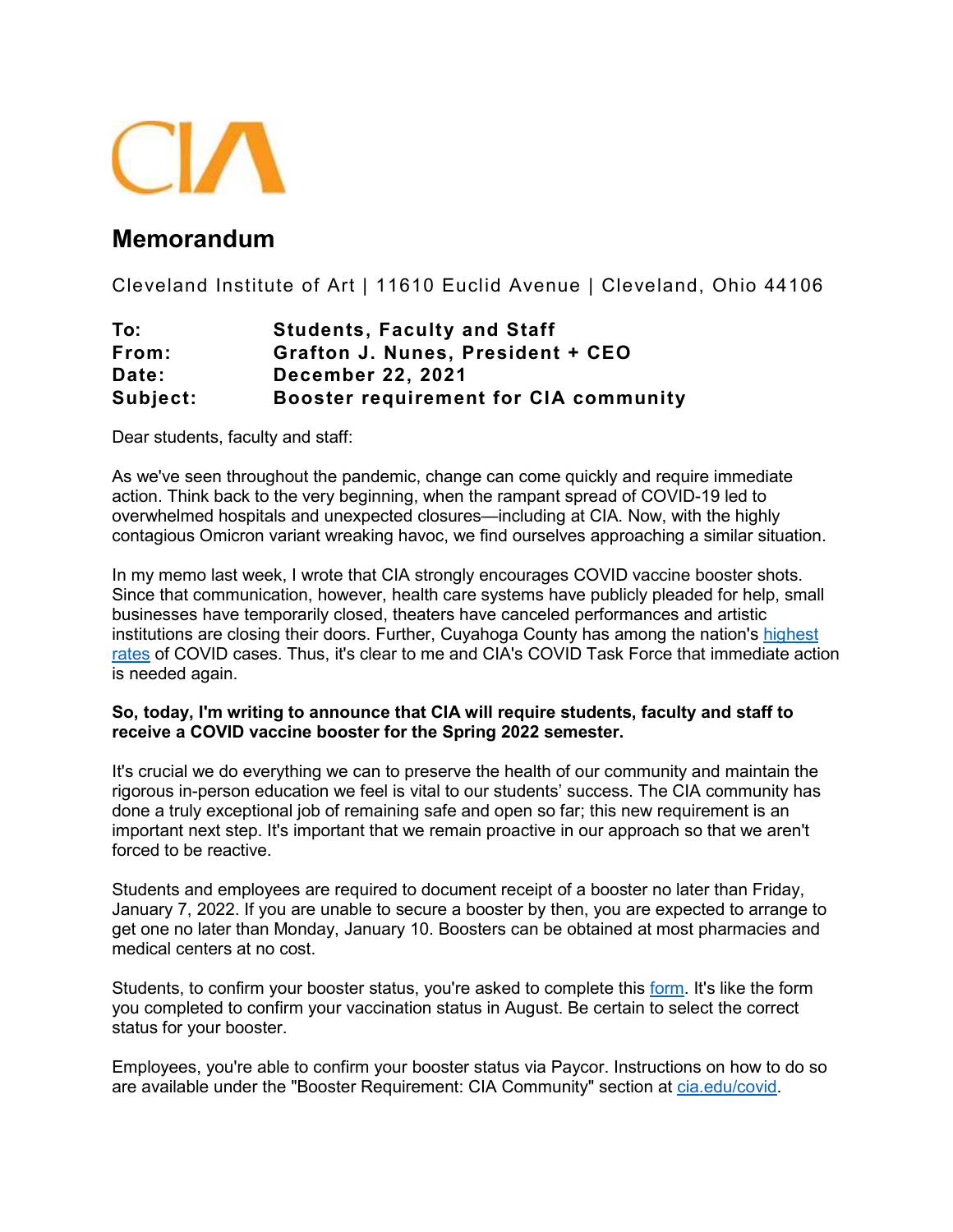CIA

# Memorandum

Cleveland Institute of Art | 11610 Euclid Avenue | Cleveland, Ohio 44106

**To:** Students, Faculty and Staff
**From:** Grafton J. Nunes, President + CEO
**Date:** December 22, 2021
**Subject:** Booster requirement for CIA community

Dear students, faculty and staff:

As we've seen throughout the pandemic, change can come quickly and require immediate action. Think back to the very beginning, when the rampant spread of COVID-19 led to overwhelmed hospitals and unexpected closures—including at CIA. Now, with the highly contagious Omicron variant wreaking havoc, we find ourselves approaching a similar situation.

In my memo last week, I wrote that CIA strongly encourages COVID vaccine booster shots. Since that communication, however, health care systems have publicly pleaded for help, small businesses have temporarily closed, theaters have canceled performances and artistic institutions are closing their doors. Further, Cuyahoga County has among the nation's highest rates of COVID cases. Thus, it's clear to me and CIA's COVID Task Force that immediate action is needed again.

**So, today, I'm writing to announce that CIA will require students, faculty and staff to receive a COVID vaccine booster for the Spring 2022 semester.**

It's crucial we do everything we can to preserve the health of our community and maintain the rigorous in-person education we feel is vital to our students' success. The CIA community has done a truly exceptional job of remaining safe and open so far; this new requirement is an important next step. It's important that we remain proactive in our approach so that we aren't forced to be reactive.

Students and employees are required to document receipt of a booster no later than Friday, January 7, 2022. If you are unable to secure a booster by then, you are expected to arrange to get one no later than Monday, January 10. Boosters can be obtained at most pharmacies and medical centers at no cost.

Students, to confirm your booster status, you're asked to complete this form. It's like the form you completed to confirm your vaccination status in August. Be certain to select the correct status for your booster.

Employees, you're able to confirm your booster status via Paycor. Instructions on how to do so are available under the "Booster Requirement: CIA Community" section at cia.edu/covid.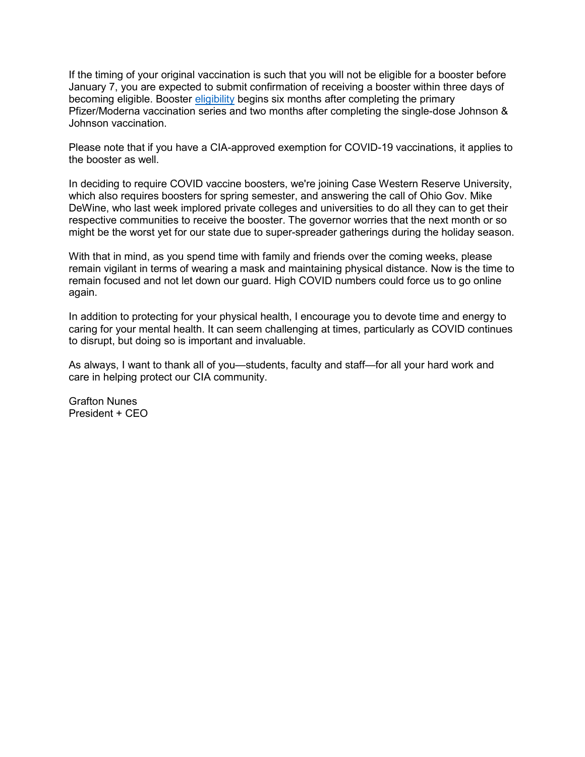If the timing of your original vaccination is such that you will not be eligible for a booster before January 7, you are expected to submit confirmation of receiving a booster within three days of becoming eligible. Booster eligibility begins six months after completing the primary Pfizer/Moderna vaccination series and two months after completing the single-dose Johnson & Johnson vaccination.

Please note that if you have a CIA-approved exemption for COVID-19 vaccinations, it applies to the booster as well.

In deciding to require COVID vaccine boosters, we're joining Case Western Reserve University, which also requires boosters for spring semester, and answering the call of Ohio Gov. Mike DeWine, who last week implored private colleges and universities to do all they can to get their respective communities to receive the booster. The governor worries that the next month or so might be the worst yet for our state due to super-spreader gatherings during the holiday season.

With that in mind, as you spend time with family and friends over the coming weeks, please remain vigilant in terms of wearing a mask and maintaining physical distance. Now is the time to remain focused and not let down our guard. High COVID numbers could force us to go online again.

In addition to protecting for your physical health, I encourage you to devote time and energy to caring for your mental health. It can seem challenging at times, particularly as COVID continues to disrupt, but doing so is important and invaluable.

As always, I want to thank all of you—students, faculty and staff—for all your hard work and care in helping protect our CIA community.

Grafton Nunes  
President + CEO